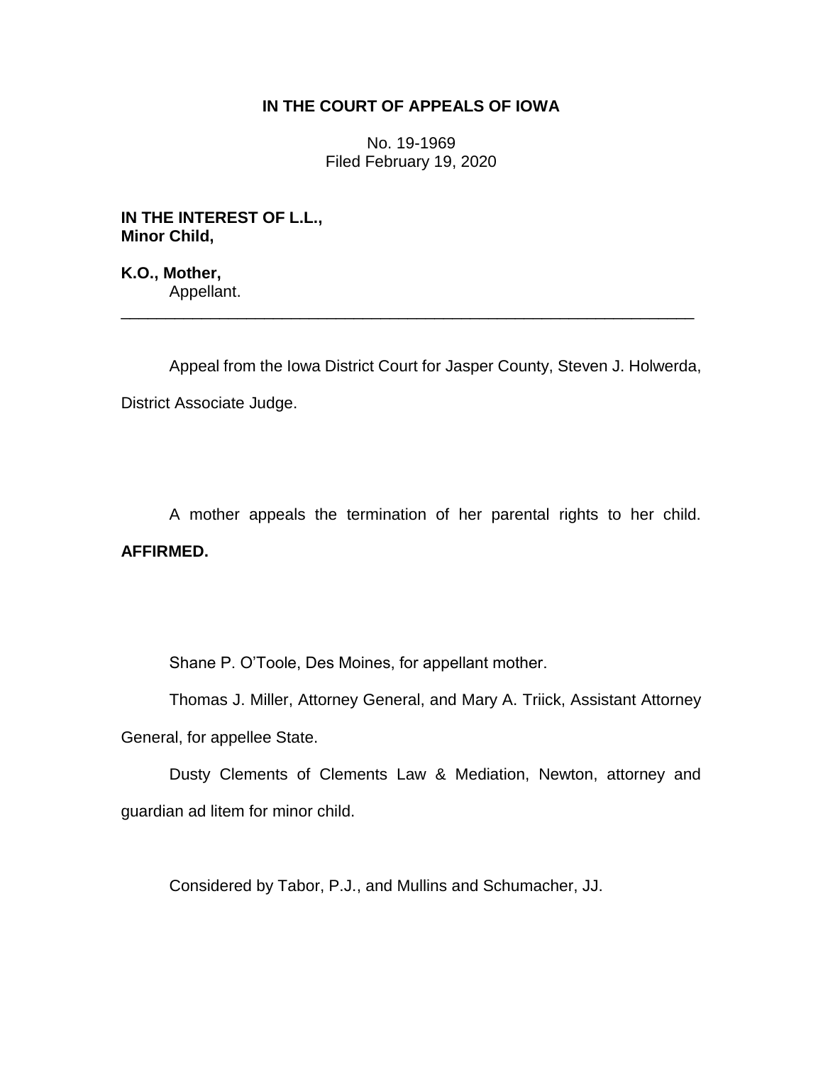**IN THE COURT OF APPEALS OF IOWA**

No. 19-1969
Filed February 19, 2020

**IN THE INTEREST OF L.L.,**
**Minor Child,**

**K.O., Mother,**
Appellant.

---

Appeal from the Iowa District Court for Jasper County, Steven J. Holwerda, District Associate Judge.

A mother appeals the termination of her parental rights to her child. **AFFIRMED.**

Shane P. O'Toole, Des Moines, for appellant mother.

Thomas J. Miller, Attorney General, and Mary A. Triick, Assistant Attorney General, for appellee State.

Dusty Clements of Clements Law & Mediation, Newton, attorney and guardian ad litem for minor child.

Considered by Tabor, P.J., and Mullins and Schumacher, JJ.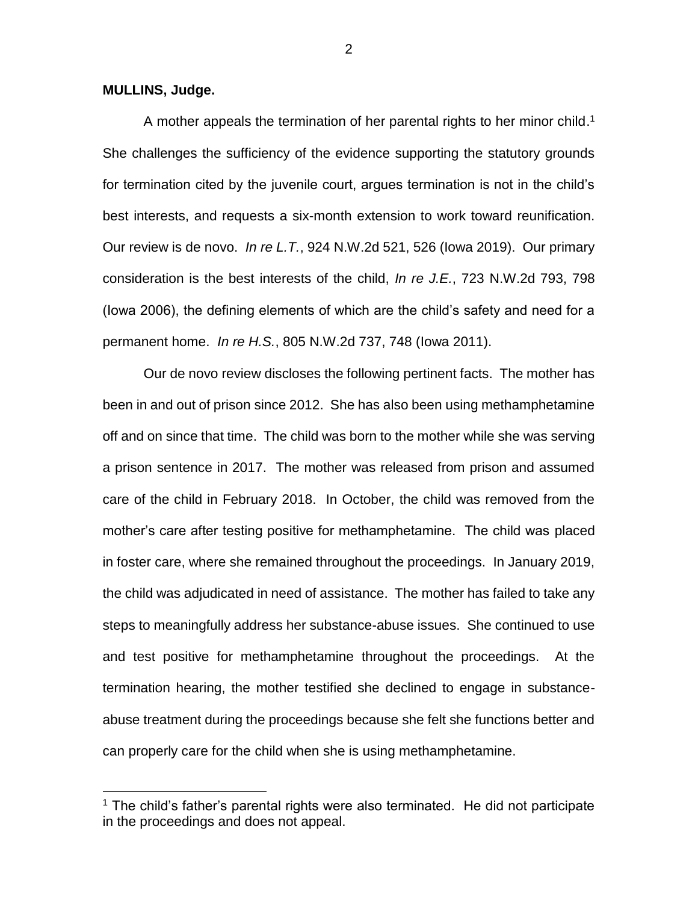**MULLINS, Judge.**

A mother appeals the termination of her parental rights to her minor child.[1] She challenges the sufficiency of the evidence supporting the statutory grounds for termination cited by the juvenile court, argues termination is not in the child's best interests, and requests a six-month extension to work toward reunification. Our review is de novo. *In re L.T.*, 924 N.W.2d 521, 526 (Iowa 2019). Our primary consideration is the best interests of the child, *In re J.E.*, 723 N.W.2d 793, 798 (Iowa 2006), the defining elements of which are the child's safety and need for a permanent home. *In re H.S.*, 805 N.W.2d 737, 748 (Iowa 2011).

Our de novo review discloses the following pertinent facts. The mother has been in and out of prison since 2012. She has also been using methamphetamine off and on since that time. The child was born to the mother while she was serving a prison sentence in 2017. The mother was released from prison and assumed care of the child in February 2018. In October, the child was removed from the mother's care after testing positive for methamphetamine. The child was placed in foster care, where she remained throughout the proceedings. In January 2019, the child was adjudicated in need of assistance. The mother has failed to take any steps to meaningfully address her substance-abuse issues. She continued to use and test positive for methamphetamine throughout the proceedings. At the termination hearing, the mother testified she declined to engage in substance-abuse treatment during the proceedings because she felt she functions better and can properly care for the child when she is using methamphetamine.

[1] The child's father's parental rights were also terminated. He did not participate in the proceedings and does not appeal.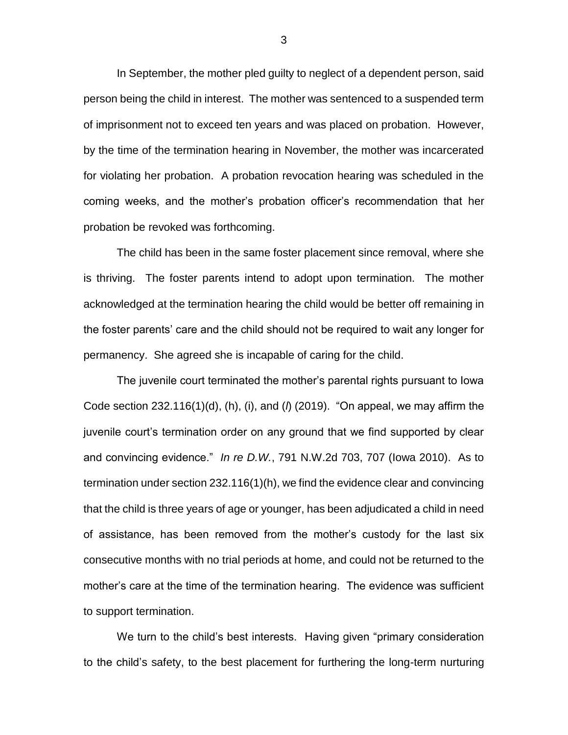In September, the mother pled guilty to neglect of a dependent person, said person being the child in interest. The mother was sentenced to a suspended term of imprisonment not to exceed ten years and was placed on probation. However, by the time of the termination hearing in November, the mother was incarcerated for violating her probation. A probation revocation hearing was scheduled in the coming weeks, and the mother's probation officer's recommendation that her probation be revoked was forthcoming.

The child has been in the same foster placement since removal, where she is thriving. The foster parents intend to adopt upon termination. The mother acknowledged at the termination hearing the child would be better off remaining in the foster parents' care and the child should not be required to wait any longer for permanency. She agreed she is incapable of caring for the child.

The juvenile court terminated the mother's parental rights pursuant to Iowa Code section 232.116(1)(d), (h), (i), and (*l*) (2019). "On appeal, we may affirm the juvenile court's termination order on any ground that we find supported by clear and convincing evidence." *In re D.W.*, 791 N.W.2d 703, 707 (Iowa 2010). As to termination under section 232.116(1)(h), we find the evidence clear and convincing that the child is three years of age or younger, has been adjudicated a child in need of assistance, has been removed from the mother's custody for the last six consecutive months with no trial periods at home, and could not be returned to the mother's care at the time of the termination hearing. The evidence was sufficient to support termination.

We turn to the child's best interests. Having given "primary consideration to the child's safety, to the best placement for furthering the long-term nurturing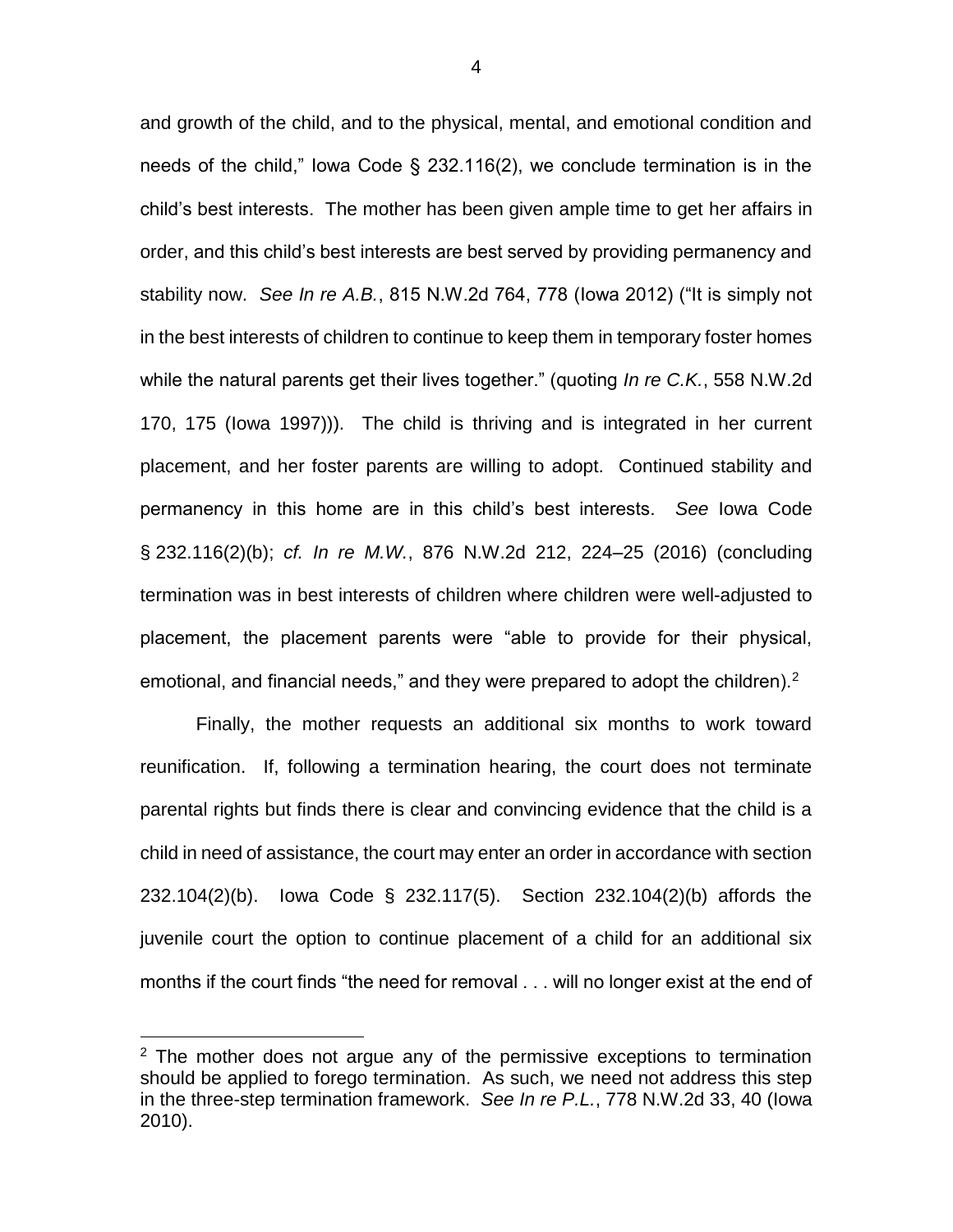and growth of the child, and to the physical, mental, and emotional condition and needs of the child," Iowa Code § 232.116(2), we conclude termination is in the child's best interests. The mother has been given ample time to get her affairs in order, and this child's best interests are best served by providing permanency and stability now. *See In re A.B.*, 815 N.W.2d 764, 778 (Iowa 2012) ("It is simply not in the best interests of children to continue to keep them in temporary foster homes while the natural parents get their lives together." (quoting *In re C.K.*, 558 N.W.2d 170, 175 (Iowa 1997))). The child is thriving and is integrated in her current placement, and her foster parents are willing to adopt. Continued stability and permanency in this home are in this child's best interests. *See* Iowa Code § 232.116(2)(b); *cf. In re M.W.*, 876 N.W.2d 212, 224–25 (2016) (concluding termination was in best interests of children where children were well-adjusted to placement, the placement parents were "able to provide for their physical, emotional, and financial needs," and they were prepared to adopt the children).[2]

Finally, the mother requests an additional six months to work toward reunification. If, following a termination hearing, the court does not terminate parental rights but finds there is clear and convincing evidence that the child is a child in need of assistance, the court may enter an order in accordance with section 232.104(2)(b). Iowa Code § 232.117(5). Section 232.104(2)(b) affords the juvenile court the option to continue placement of a child for an additional six months if the court finds "the need for removal . . . will no longer exist at the end of

[2] The mother does not argue any of the permissive exceptions to termination should be applied to forego termination. As such, we need not address this step in the three-step termination framework. *See In re P.L.*, 778 N.W.2d 33, 40 (Iowa 2010).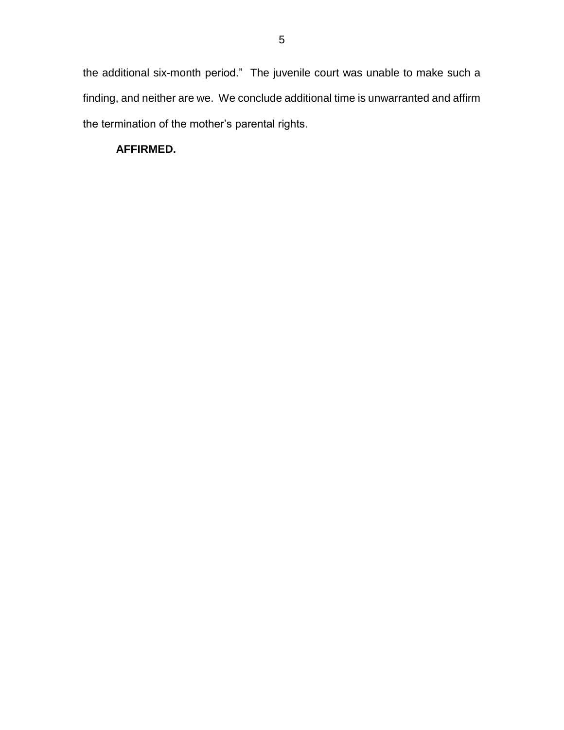the additional six-month period." The juvenile court was unable to make such a finding, and neither are we. We conclude additional time is unwarranted and affirm the termination of the mother's parental rights.

**AFFIRMED.**